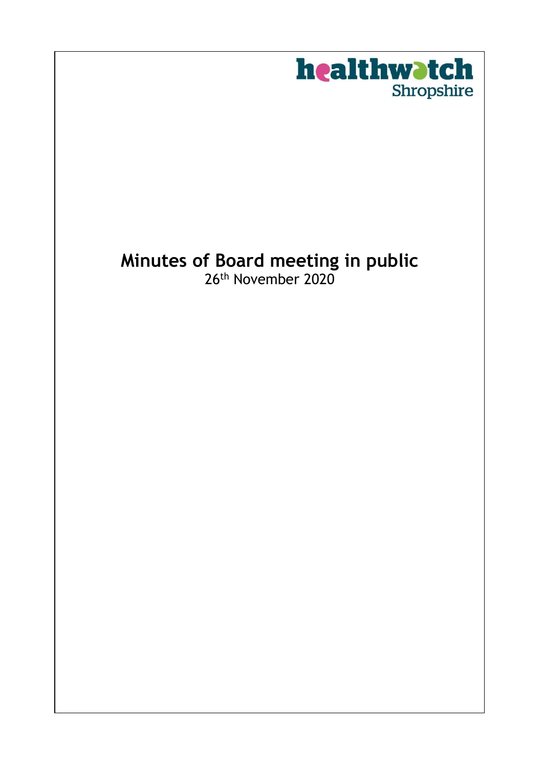healthwatch Shropshire

# Minutes of Board meeting in public

26th November 2020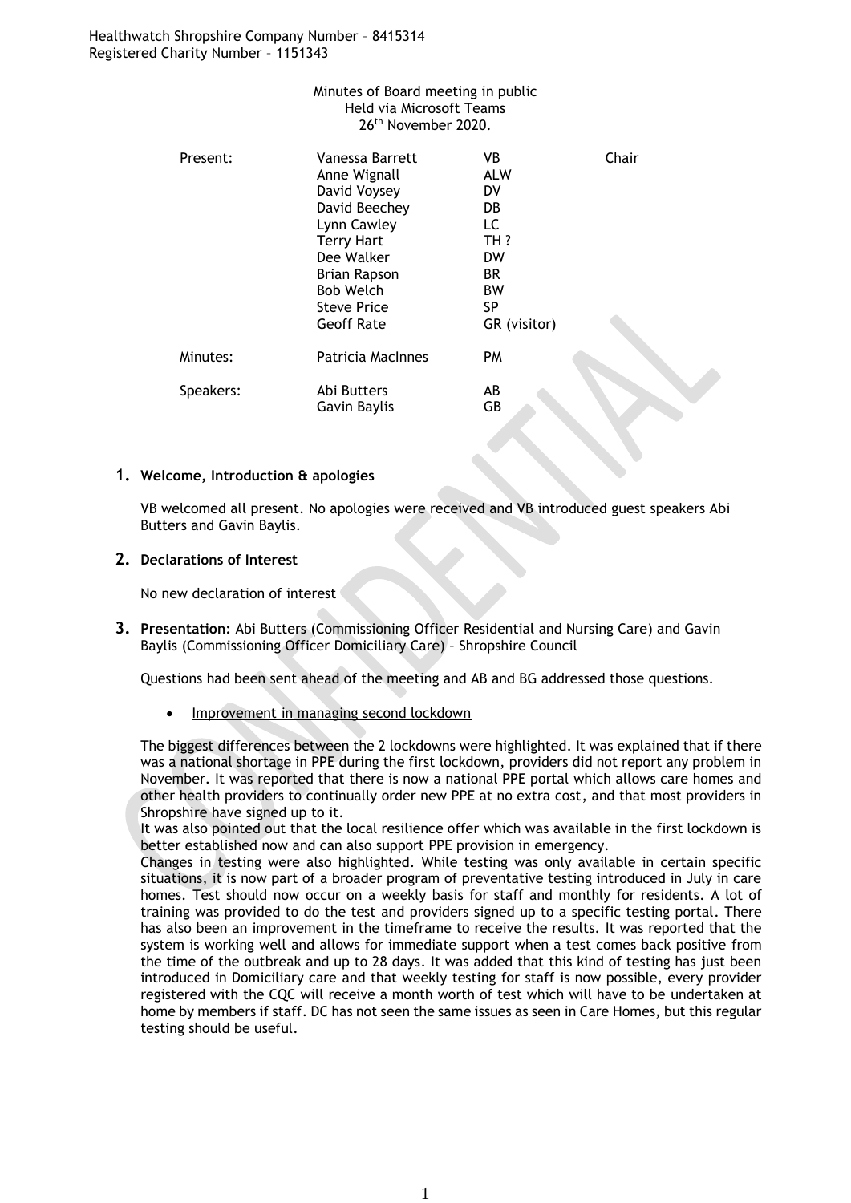Minutes of Board meeting in public
Held via Microsoft Teams
26th November 2020.

| | | | |
|---|---|---|---|
| Present: | Vanessa Barrett | VB | Chair |
| | Anne Wignall | ALW | |
| | David Voysey | DV | |
| | David Beechey | DB | |
| | Lynn Cawley | LC | |
| | Terry Hart | TH ? | |
| | Dee Walker | DW | |
| | Brian Rapson | BR | |
| | Bob Welch | BW | |
| | Steve Price | SP | |
| | Geoff Rate | GR (visitor) | |
| Minutes: | Patricia MacInnes | PM | |
| Speakers: | Abi Butters | AB | |
| | Gavin Baylis | GB | |

## 1. Welcome, Introduction & apologies

VB welcomed all present. No apologies were received and VB introduced guest speakers Abi Butters and Gavin Baylis.

## 2. Declarations of Interest

No new declaration of interest

## 3. **Presentation:** Abi Butters (Commissioning Officer Residential and Nursing Care) and Gavin Baylis (Commissioning Officer Domiciliary Care) – Shropshire Council

Questions had been sent ahead of the meeting and AB and BG addressed those questions.

- Improvement in managing second lockdown

The biggest differences between the 2 lockdowns were highlighted. It was explained that if there was a national shortage in PPE during the first lockdown, providers did not report any problem in November. It was reported that there is now a national PPE portal which allows care homes and other health providers to continually order new PPE at no extra cost, and that most providers in Shropshire have signed up to it.
It was also pointed out that the local resilience offer which was available in the first lockdown is better established now and can also support PPE provision in emergency.
Changes in testing were also highlighted. While testing was only available in certain specific situations, it is now part of a broader program of preventative testing introduced in July in care homes. Test should now occur on a weekly basis for staff and monthly for residents. A lot of training was provided to do the test and providers signed up to a specific testing portal. There has also been an improvement in the timeframe to receive the results. It was reported that the system is working well and allows for immediate support when a test comes back positive from the time of the outbreak and up to 28 days. It was added that this kind of testing has just been introduced in Domiciliary care and that weekly testing for staff is now possible, every provider registered with the CQC will receive a month worth of test which will have to be undertaken at home by members if staff. DC has not seen the same issues as seen in Care Homes, but this regular testing should be useful.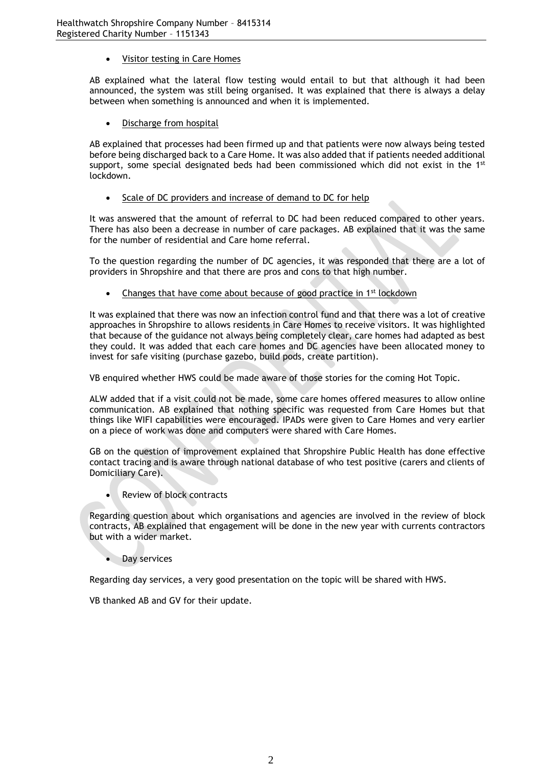- Visitor testing in Care Homes

AB explained what the lateral flow testing would entail to but that although it had been announced, the system was still being organised. It was explained that there is always a delay between when something is announced and when it is implemented.

- Discharge from hospital

AB explained that processes had been firmed up and that patients were now always being tested before being discharged back to a Care Home. It was also added that if patients needed additional support, some special designated beds had been commissioned which did not exist in the 1st lockdown.

- Scale of DC providers and increase of demand to DC for help

It was answered that the amount of referral to DC had been reduced compared to other years. There has also been a decrease in number of care packages. AB explained that it was the same for the number of residential and Care home referral.

To the question regarding the number of DC agencies, it was responded that there are a lot of providers in Shropshire and that there are pros and cons to that high number.

- Changes that have come about because of good practice in 1st lockdown

It was explained that there was now an infection control fund and that there was a lot of creative approaches in Shropshire to allows residents in Care Homes to receive visitors. It was highlighted that because of the guidance not always being completely clear, care homes had adapted as best they could. It was added that each care homes and DC agencies have been allocated money to invest for safe visiting (purchase gazebo, build pods, create partition).

VB enquired whether HWS could be made aware of those stories for the coming Hot Topic.

ALW added that if a visit could not be made, some care homes offered measures to allow online communication. AB explained that nothing specific was requested from Care Homes but that things like WIFI capabilities were encouraged. IPADs were given to Care Homes and very earlier on a piece of work was done and computers were shared with Care Homes.

GB on the question of improvement explained that Shropshire Public Health has done effective contact tracing and is aware through national database of who test positive (carers and clients of Domiciliary Care).

- Review of block contracts

Regarding question about which organisations and agencies are involved in the review of block contracts, AB explained that engagement will be done in the new year with currents contractors but with a wider market.

- Day services

Regarding day services, a very good presentation on the topic will be shared with HWS.

VB thanked AB and GV for their update.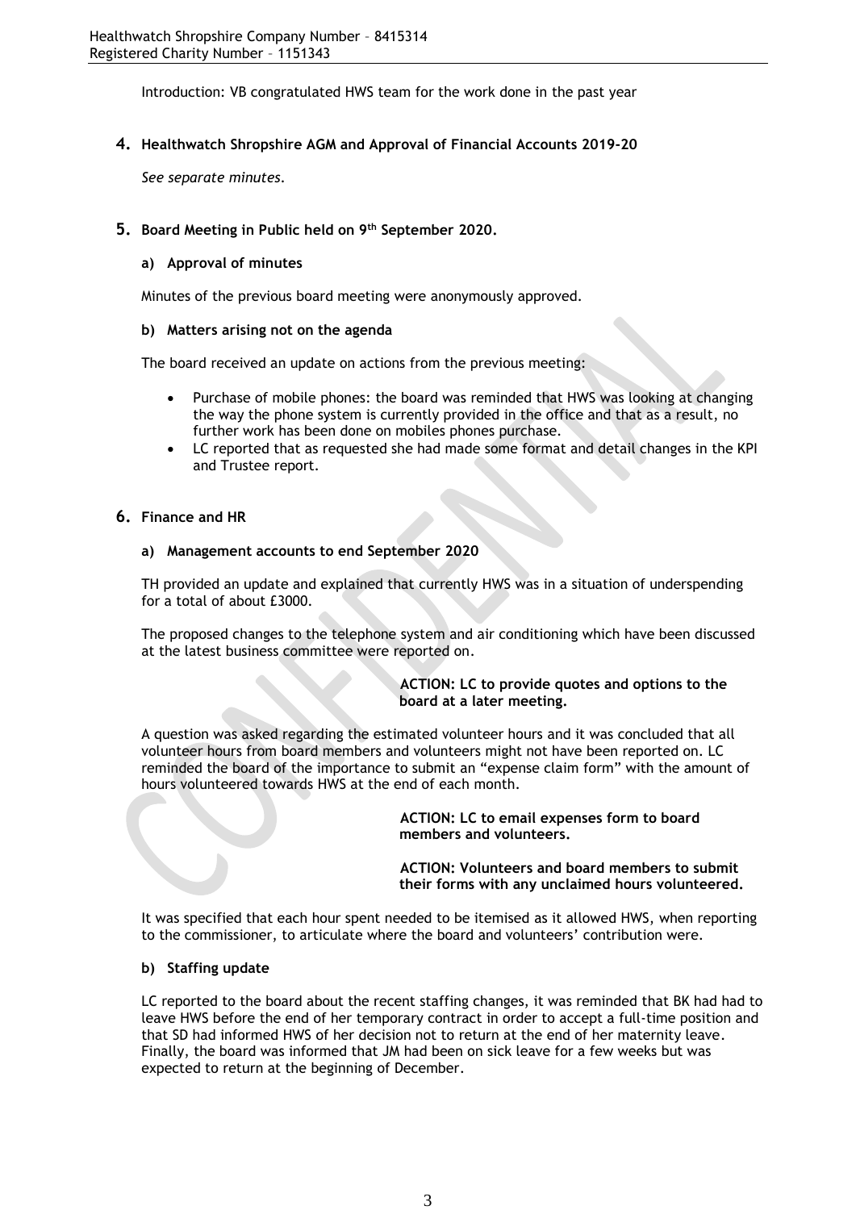Introduction: VB congratulated HWS team for the work done in the past year

## 4. Healthwatch Shropshire AGM and Approval of Financial Accounts 2019-20

*See separate minutes.*

## 5. Board Meeting in Public held on 9th September 2020.

### a) Approval of minutes

Minutes of the previous board meeting were anonymously approved.

### b) Matters arising not on the agenda

The board received an update on actions from the previous meeting:

- Purchase of mobile phones: the board was reminded that HWS was looking at changing the way the phone system is currently provided in the office and that as a result, no further work has been done on mobiles phones purchase.
- LC reported that as requested she had made some format and detail changes in the KPI and Trustee report.

## 6. Finance and HR

### a) Management accounts to end September 2020

TH provided an update and explained that currently HWS was in a situation of underspending for a total of about £3000.

The proposed changes to the telephone system and air conditioning which have been discussed at the latest business committee were reported on.

**ACTION: LC to provide quotes and options to the board at a later meeting.**

A question was asked regarding the estimated volunteer hours and it was concluded that all volunteer hours from board members and volunteers might not have been reported on. LC reminded the board of the importance to submit an "expense claim form" with the amount of hours volunteered towards HWS at the end of each month.

**ACTION: LC to email expenses form to board members and volunteers.**

**ACTION: Volunteers and board members to submit their forms with any unclaimed hours volunteered.**

It was specified that each hour spent needed to be itemised as it allowed HWS, when reporting to the commissioner, to articulate where the board and volunteers' contribution were.

### b) Staffing update

LC reported to the board about the recent staffing changes, it was reminded that BK had had to leave HWS before the end of her temporary contract in order to accept a full-time position and that SD had informed HWS of her decision not to return at the end of her maternity leave. Finally, the board was informed that JM had been on sick leave for a few weeks but was expected to return at the beginning of December.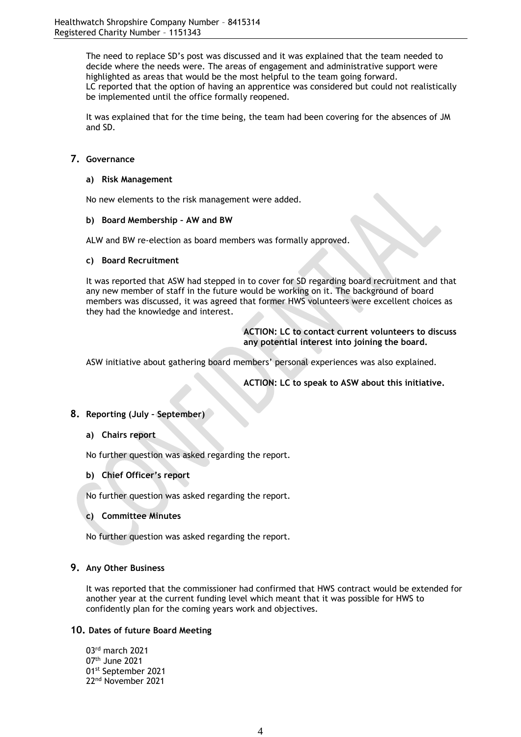The need to replace SD's post was discussed and it was explained that the team needed to decide where the needs were. The areas of engagement and administrative support were highlighted as areas that would be the most helpful to the team going forward. LC reported that the option of having an apprentice was considered but could not realistically be implemented until the office formally reopened.

It was explained that for the time being, the team had been covering for the absences of JM and SD.

## 7. Governance

### a) Risk Management

No new elements to the risk management were added.

### b) Board Membership – AW and BW

ALW and BW re-election as board members was formally approved.

### c) Board Recruitment

It was reported that ASW had stepped in to cover for SD regarding board recruitment and that any new member of staff in the future would be working on it. The background of board members was discussed, it was agreed that former HWS volunteers were excellent choices as they had the knowledge and interest.

**ACTION: LC to contact current volunteers to discuss any potential interest into joining the board.**

ASW initiative about gathering board members' personal experiences was also explained.

**ACTION: LC to speak to ASW about this initiative.**

## 8. Reporting (July – September)

### a) Chairs report

No further question was asked regarding the report.

### b) Chief Officer's report

No further question was asked regarding the report.

### c) Committee Minutes

No further question was asked regarding the report.

## 9. Any Other Business

It was reported that the commissioner had confirmed that HWS contract would be extended for another year at the current funding level which meant that it was possible for HWS to confidently plan for the coming years work and objectives.

## 10. Dates of future Board Meeting

03rd march 2021
07th June 2021
01st September 2021
22nd November 2021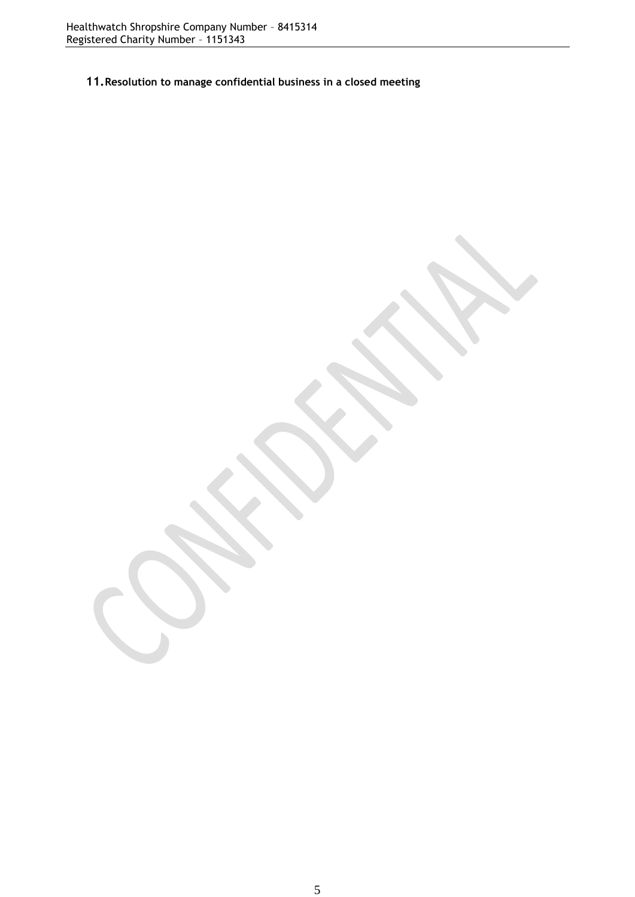## 11. Resolution to manage confidential business in a closed meeting

CONFIDENTIAL